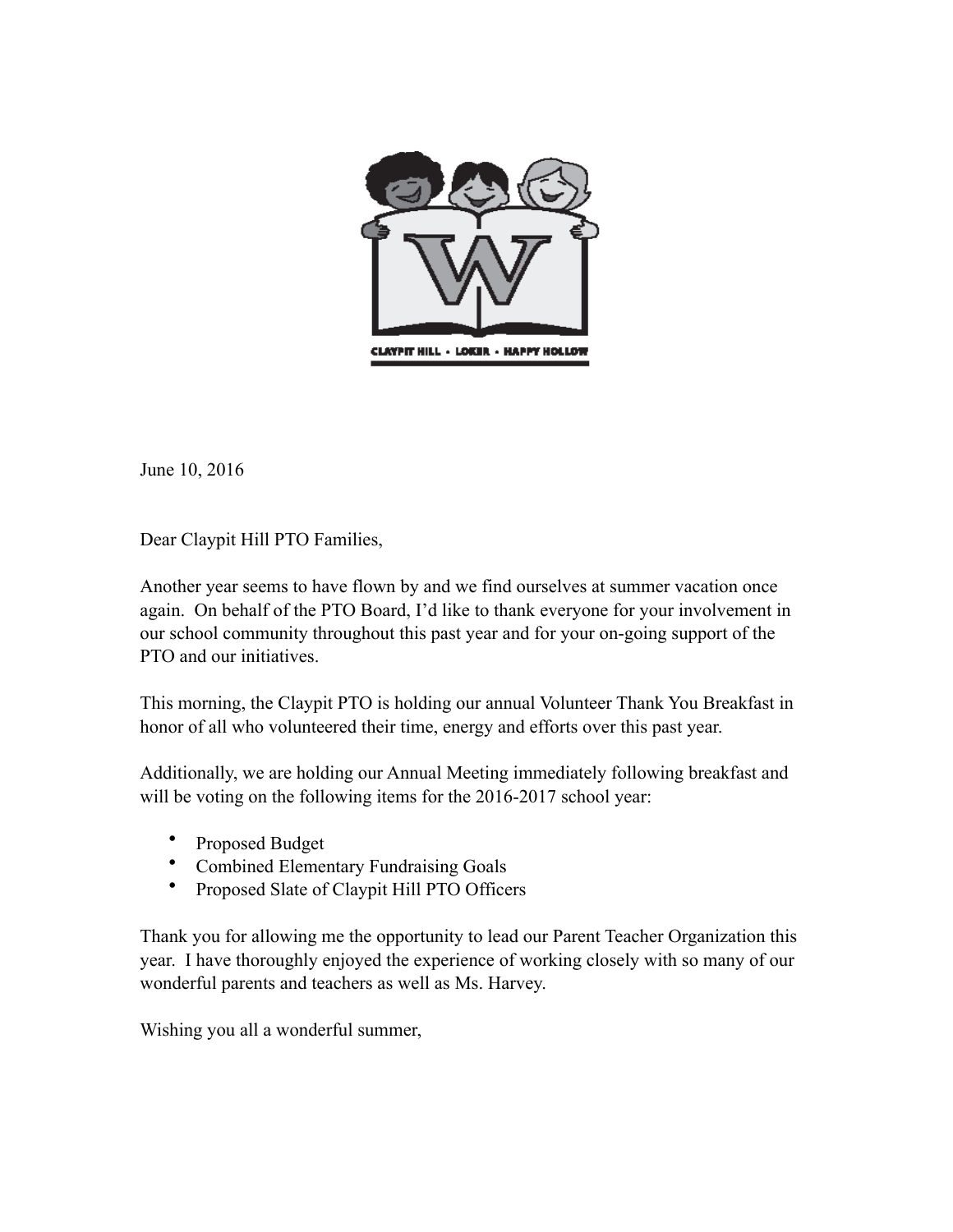CLAYPIT HILL • LOKER • HAPPY HOLLOW

June 10, 2016

Dear Claypit Hill PTO Families,

Another year seems to have flown by and we find ourselves at summer vacation once again. On behalf of the PTO Board, I'd like to thank everyone for your involvement in our school community throughout this past year and for your on-going support of the PTO and our initiatives.

This morning, the Claypit PTO is holding our annual Volunteer Thank You Breakfast in honor of all who volunteered their time, energy and efforts over this past year.

Additionally, we are holding our Annual Meeting immediately following breakfast and will be voting on the following items for the 2016-2017 school year:

- Proposed Budget
- Combined Elementary Fundraising Goals
- Proposed Slate of Claypit Hill PTO Officers

Thank you for allowing me the opportunity to lead our Parent Teacher Organization this year. I have thoroughly enjoyed the experience of working closely with so many of our wonderful parents and teachers as well as Ms. Harvey.

Wishing you all a wonderful summer,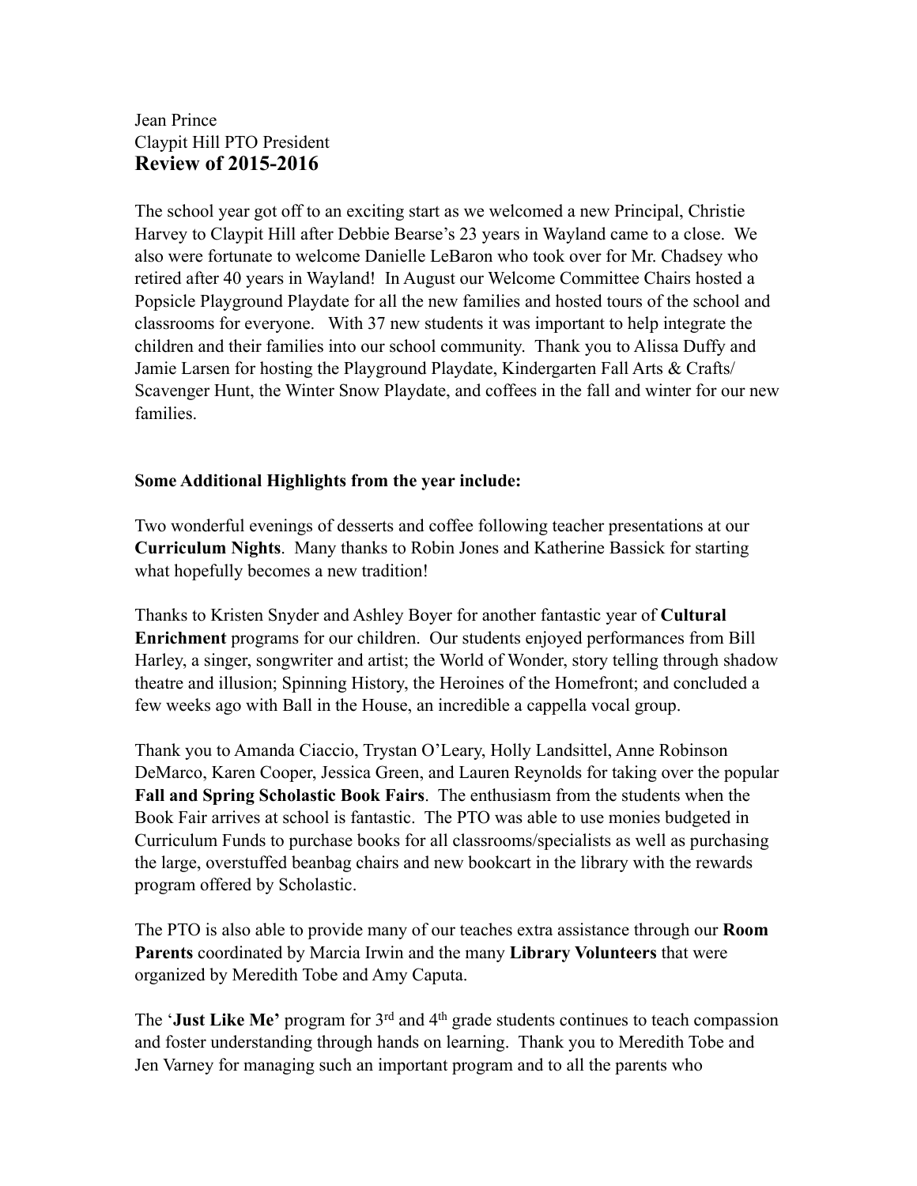Jean Prince
Claypit Hill PTO President
## Review of 2015-2016

The school year got off to an exciting start as we welcomed a new Principal, Christie Harvey to Claypit Hill after Debbie Bearse's 23 years in Wayland came to a close. We also were fortunate to welcome Danielle LeBaron who took over for Mr. Chadsey who retired after 40 years in Wayland! In August our Welcome Committee Chairs hosted a Popsicle Playground Playdate for all the new families and hosted tours of the school and classrooms for everyone. With 37 new students it was important to help integrate the children and their families into our school community. Thank you to Alissa Duffy and Jamie Larsen for hosting the Playground Playdate, Kindergarten Fall Arts & Crafts/ Scavenger Hunt, the Winter Snow Playdate, and coffees in the fall and winter for our new families.

**Some Additional Highlights from the year include:**

Two wonderful evenings of desserts and coffee following teacher presentations at our **Curriculum Nights**. Many thanks to Robin Jones and Katherine Bassick for starting what hopefully becomes a new tradition!

Thanks to Kristen Snyder and Ashley Boyer for another fantastic year of **Cultural Enrichment** programs for our children. Our students enjoyed performances from Bill Harley, a singer, songwriter and artist; the World of Wonder, story telling through shadow theatre and illusion; Spinning History, the Heroines of the Homefront; and concluded a few weeks ago with Ball in the House, an incredible a cappella vocal group.

Thank you to Amanda Ciaccio, Trystan O'Leary, Holly Landsittel, Anne Robinson DeMarco, Karen Cooper, Jessica Green, and Lauren Reynolds for taking over the popular **Fall and Spring Scholastic Book Fairs**. The enthusiasm from the students when the Book Fair arrives at school is fantastic. The PTO was able to use monies budgeted in Curriculum Funds to purchase books for all classrooms/specialists as well as purchasing the large, overstuffed beanbag chairs and new bookcart in the library with the rewards program offered by Scholastic.

The PTO is also able to provide many of our teaches extra assistance through our **Room Parents** coordinated by Marcia Irwin and the many **Library Volunteers** that were organized by Meredith Tobe and Amy Caputa.

The '**Just Like Me'** program for 3rd and 4th grade students continues to teach compassion and foster understanding through hands on learning. Thank you to Meredith Tobe and Jen Varney for managing such an important program and to all the parents who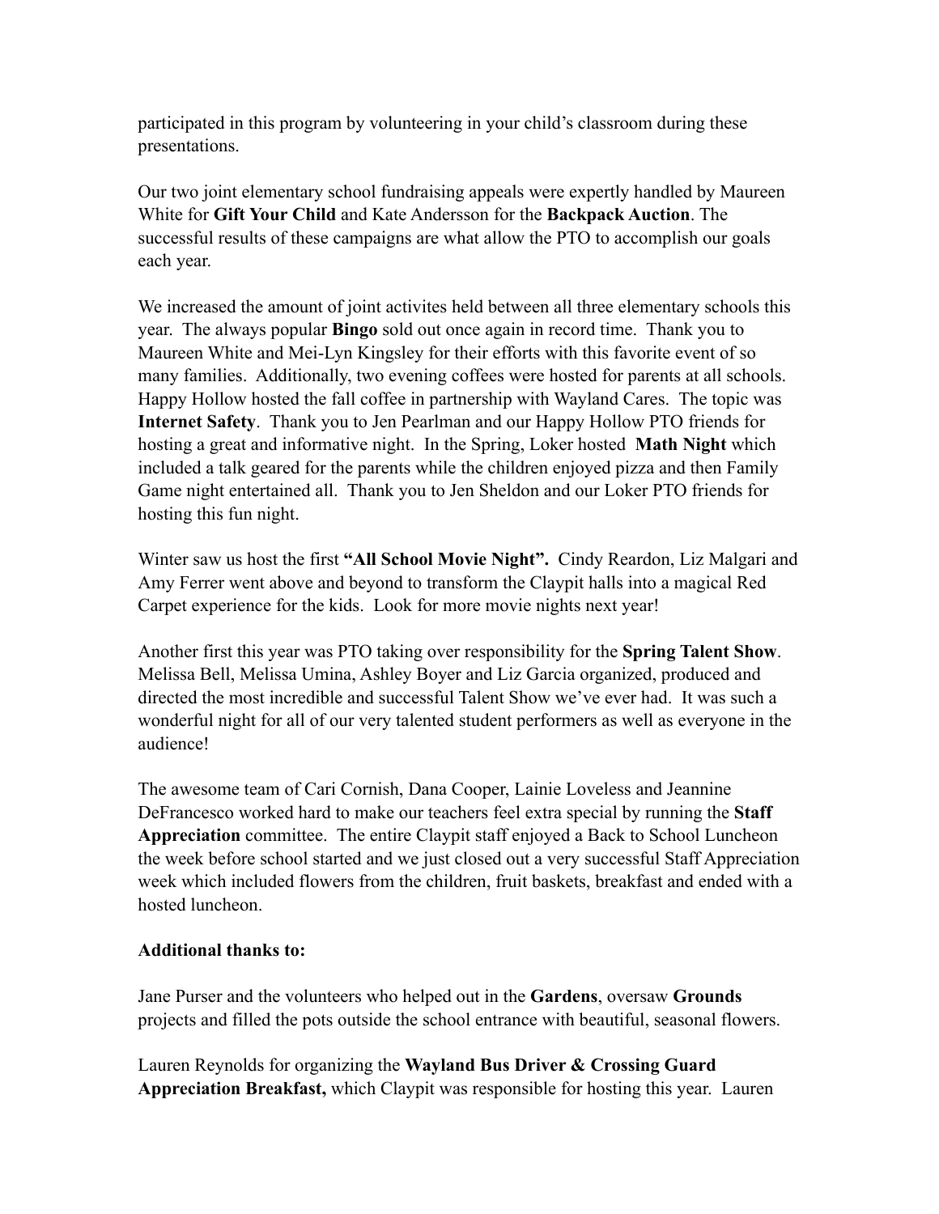participated in this program by volunteering in your child's classroom during these presentations.

Our two joint elementary school fundraising appeals were expertly handled by Maureen White for **Gift Your Child** and Kate Andersson for the **Backpack Auction**. The successful results of these campaigns are what allow the PTO to accomplish our goals each year.

We increased the amount of joint activites held between all three elementary schools this year. The always popular **Bingo** sold out once again in record time. Thank you to Maureen White and Mei-Lyn Kingsley for their efforts with this favorite event of so many families. Additionally, two evening coffees were hosted for parents at all schools. Happy Hollow hosted the fall coffee in partnership with Wayland Cares. The topic was **Internet Safety**. Thank you to Jen Pearlman and our Happy Hollow PTO friends for hosting a great and informative night. In the Spring, Loker hosted **Math Night** which included a talk geared for the parents while the children enjoyed pizza and then Family Game night entertained all. Thank you to Jen Sheldon and our Loker PTO friends for hosting this fun night.

Winter saw us host the first **"All School Movie Night".** Cindy Reardon, Liz Malgari and Amy Ferrer went above and beyond to transform the Claypit halls into a magical Red Carpet experience for the kids. Look for more movie nights next year!

Another first this year was PTO taking over responsibility for the **Spring Talent Show**. Melissa Bell, Melissa Umina, Ashley Boyer and Liz Garcia organized, produced and directed the most incredible and successful Talent Show we've ever had. It was such a wonderful night for all of our very talented student performers as well as everyone in the audience!

The awesome team of Cari Cornish, Dana Cooper, Lainie Loveless and Jeannine DeFrancesco worked hard to make our teachers feel extra special by running the **Staff Appreciation** committee. The entire Claypit staff enjoyed a Back to School Luncheon the week before school started and we just closed out a very successful Staff Appreciation week which included flowers from the children, fruit baskets, breakfast and ended with a hosted luncheon.

**Additional thanks to:**

Jane Purser and the volunteers who helped out in the **Gardens**, oversaw **Grounds** projects and filled the pots outside the school entrance with beautiful, seasonal flowers.

Lauren Reynolds for organizing the **Wayland Bus Driver & Crossing Guard Appreciation Breakfast,** which Claypit was responsible for hosting this year. Lauren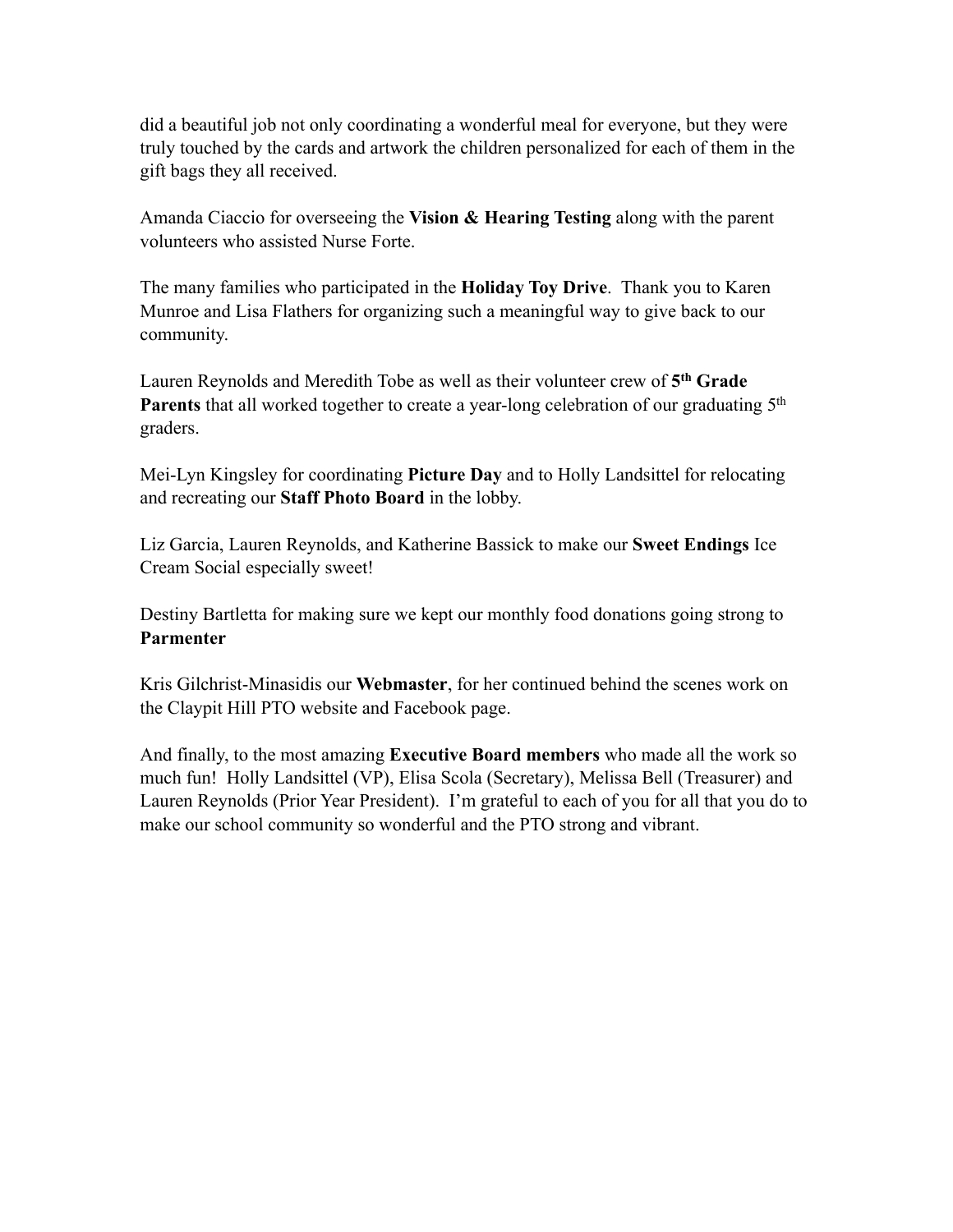did a beautiful job not only coordinating a wonderful meal for everyone, but they were truly touched by the cards and artwork the children personalized for each of them in the gift bags they all received.

Amanda Ciaccio for overseeing the **Vision & Hearing Testing** along with the parent volunteers who assisted Nurse Forte.

The many families who participated in the **Holiday Toy Drive**. Thank you to Karen Munroe and Lisa Flathers for organizing such a meaningful way to give back to our community.

Lauren Reynolds and Meredith Tobe as well as their volunteer crew of **5th Grade Parents** that all worked together to create a year-long celebration of our graduating 5th graders.

Mei-Lyn Kingsley for coordinating **Picture Day** and to Holly Landsittel for relocating and recreating our **Staff Photo Board** in the lobby.

Liz Garcia, Lauren Reynolds, and Katherine Bassick to make our **Sweet Endings** Ice Cream Social especially sweet!

Destiny Bartletta for making sure we kept our monthly food donations going strong to **Parmenter**

Kris Gilchrist-Minasidis our **Webmaster**, for her continued behind the scenes work on the Claypit Hill PTO website and Facebook page.

And finally, to the most amazing **Executive Board members** who made all the work so much fun! Holly Landsittel (VP), Elisa Scola (Secretary), Melissa Bell (Treasurer) and Lauren Reynolds (Prior Year President). I'm grateful to each of you for all that you do to make our school community so wonderful and the PTO strong and vibrant.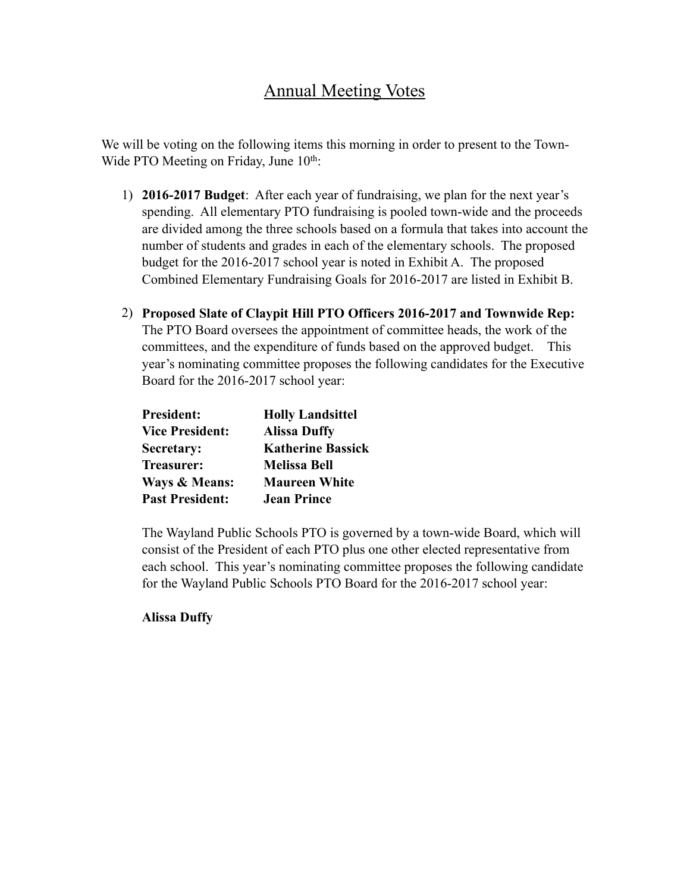# Annual Meeting Votes

We will be voting on the following items this morning in order to present to the Town-Wide PTO Meeting on Friday, June 10th:

1) **2016-2017 Budget**: After each year of fundraising, we plan for the next year's spending. All elementary PTO fundraising is pooled town-wide and the proceeds are divided among the three schools based on a formula that takes into account the number of students and grades in each of the elementary schools. The proposed budget for the 2016-2017 school year is noted in Exhibit A. The proposed Combined Elementary Fundraising Goals for 2016-2017 are listed in Exhibit B.

2) **Proposed Slate of Claypit Hill PTO Officers 2016-2017 and Townwide Rep:** The PTO Board oversees the appointment of committee heads, the work of the committees, and the expenditure of funds based on the approved budget. This year's nominating committee proposes the following candidates for the Executive Board for the 2016-2017 school year:

   **President:** **Holly Landsittel**
   **Vice President:** **Alissa Duffy**
   **Secretary:** **Katherine Bassick**
   **Treasurer:** **Melissa Bell**
   **Ways & Means:** **Maureen White**
   **Past President:** **Jean Prince**

   The Wayland Public Schools PTO is governed by a town-wide Board, which will consist of the President of each PTO plus one other elected representative from each school. This year's nominating committee proposes the following candidate for the Wayland Public Schools PTO Board for the 2016-2017 school year:

   **Alissa Duffy**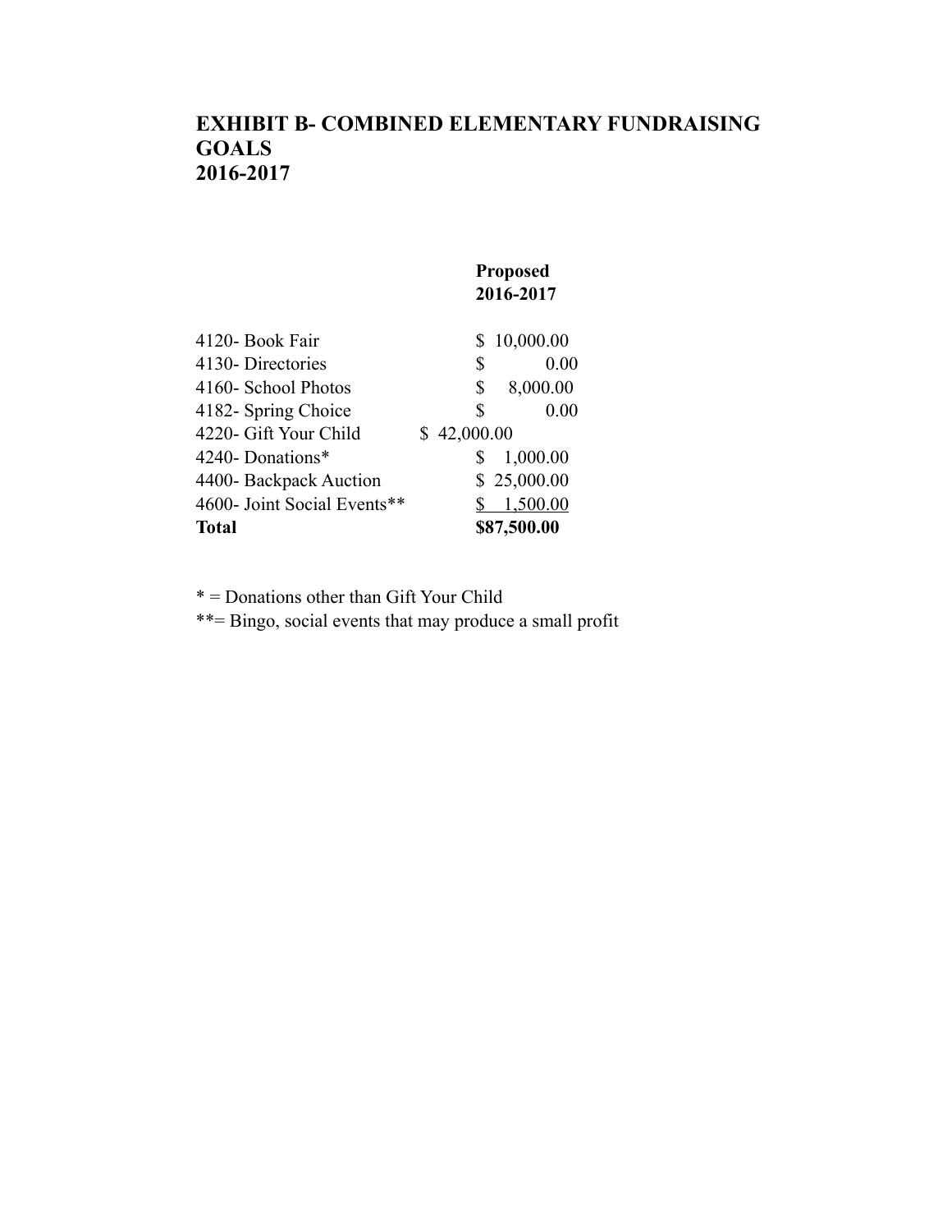## EXHIBIT B- COMBINED ELEMENTARY FUNDRAISING GOALS 2016-2017

| | Proposed 2016-2017 |
|---|---|
| 4120- Book Fair | $ 10,000.00 |
| 4130- Directories | $ 0.00 |
| 4160- School Photos | $ 8,000.00 |
| 4182- Spring Choice | $ 0.00 |
| 4220- Gift Your Child | $ 42,000.00 |
| 4240- Donations* | $ 1,000.00 |
| 4400- Backpack Auction | $ 25,000.00 |
| 4600- Joint Social Events** | $ 1,500.00 |
| **Total** | **$87,500.00** |

* = Donations other than Gift Your Child

**= Bingo, social events that may produce a small profit